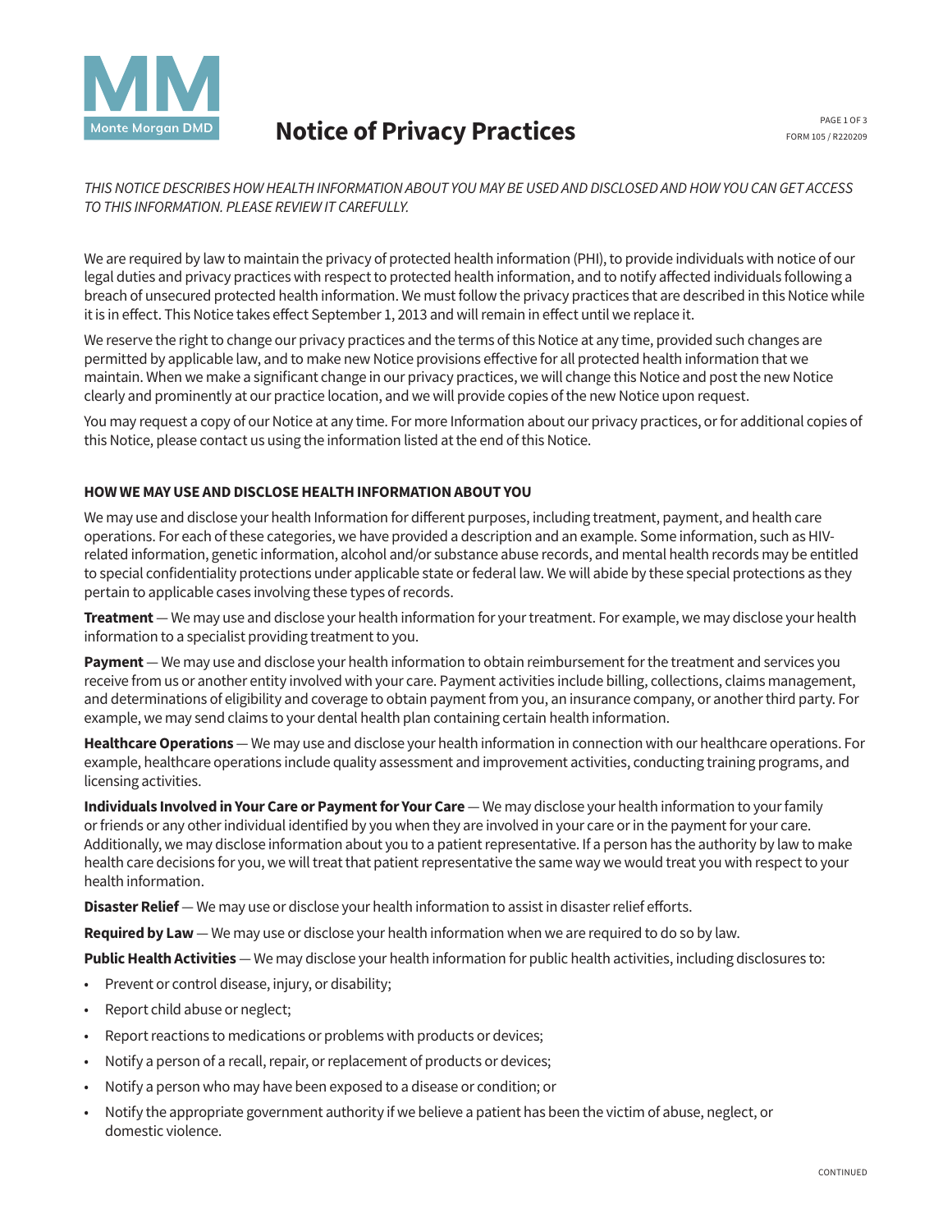# Notice of Privacy Practices

*THIS NOTICE DESCRIBES HOW HEALTH INFORMATION ABOUT YOU MAY BE USED AND DISCLOSED AND HOW YOU CAN GET ACCESS TO THIS INFORMATION. PLEASE REVIEW IT CAREFULLY.*

We are required by law to maintain the privacy of protected health information (PHI), to provide individuals with notice of our legal duties and privacy practices with respect to protected health information, and to notify affected individuals following a breach of unsecured protected health information. We must follow the privacy practices that are described in this Notice while it is in effect. This Notice takes effect September 1, 2013 and will remain in effect until we replace it.

We reserve the right to change our privacy practices and the terms of this Notice at any time, provided such changes are permitted by applicable law, and to make new Notice provisions effective for all protected health information that we maintain. When we make a significant change in our privacy practices, we will change this Notice and post the new Notice clearly and prominently at our practice location, and we will provide copies of the new Notice upon request.

You may request a copy of our Notice at any time. For more Information about our privacy practices, or for additional copies of this Notice, please contact us using the information listed at the end of this Notice.

## HOW WE MAY USE AND DISCLOSE HEALTH INFORMATION ABOUT YOU

We may use and disclose your health Information for different purposes, including treatment, payment, and health care operations. For each of these categories, we have provided a description and an example. Some information, such as HIV-related information, genetic information, alcohol and/or substance abuse records, and mental health records may be entitled to special confidentiality protections under applicable state or federal law. We will abide by these special protections as they pertain to applicable cases involving these types of records.

**Treatment** — We may use and disclose your health information for your treatment. For example, we may disclose your health information to a specialist providing treatment to you.

**Payment** — We may use and disclose your health information to obtain reimbursement for the treatment and services you receive from us or another entity involved with your care. Payment activities include billing, collections, claims management, and determinations of eligibility and coverage to obtain payment from you, an insurance company, or another third party. For example, we may send claims to your dental health plan containing certain health information.

**Healthcare Operations** — We may use and disclose your health information in connection with our healthcare operations. For example, healthcare operations include quality assessment and improvement activities, conducting training programs, and licensing activities.

**Individuals Involved in Your Care or Payment for Your Care** — We may disclose your health information to your family or friends or any other individual identified by you when they are involved in your care or in the payment for your care. Additionally, we may disclose information about you to a patient representative. If a person has the authority by law to make health care decisions for you, we will treat that patient representative the same way we would treat you with respect to your health information.

**Disaster Relief** — We may use or disclose your health information to assist in disaster relief efforts.

**Required by Law** — We may use or disclose your health information when we are required to do so by law.

**Public Health Activities** — We may disclose your health information for public health activities, including disclosures to:

- Prevent or control disease, injury, or disability;
- Report child abuse or neglect;
- Report reactions to medications or problems with products or devices;
- Notify a person of a recall, repair, or replacement of products or devices;
- Notify a person who may have been exposed to a disease or condition; or
- Notify the appropriate government authority if we believe a patient has been the victim of abuse, neglect, or domestic violence.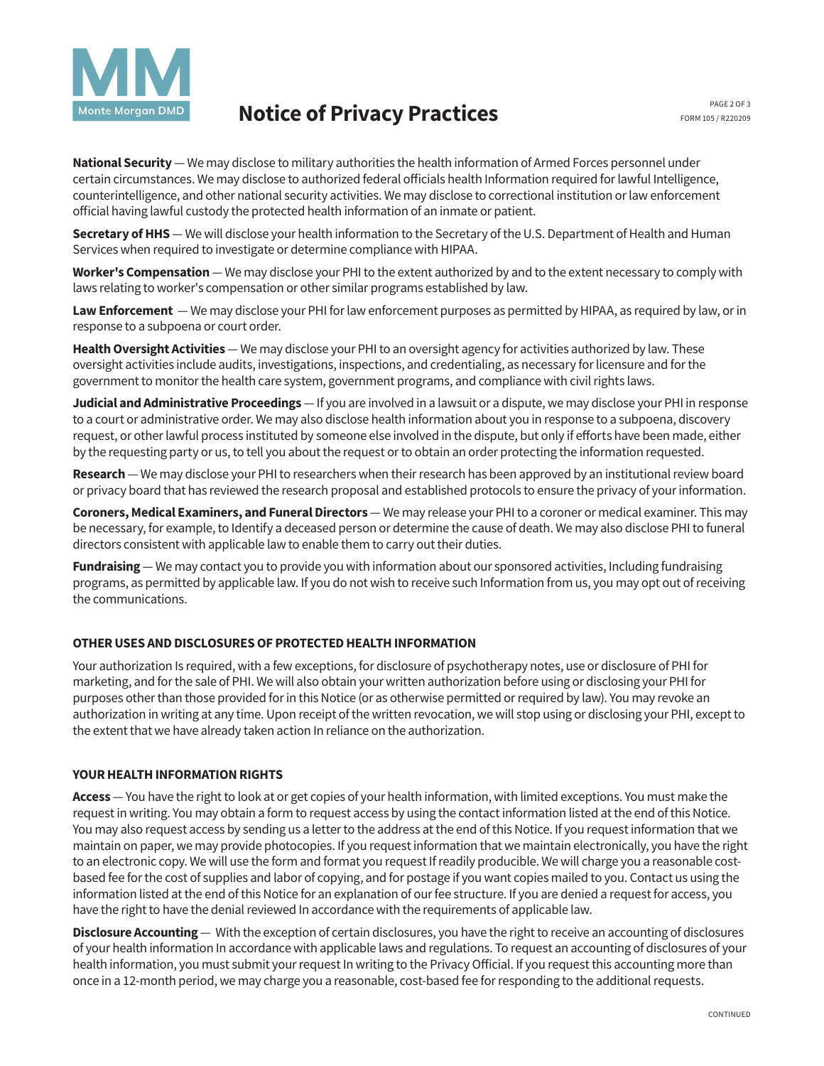**National Security** — We may disclose to military authorities the health information of Armed Forces personnel under certain circumstances. We may disclose to authorized federal officials health Information required for lawful Intelligence, counterintelligence, and other national security activities. We may disclose to correctional institution or law enforcement official having lawful custody the protected health information of an inmate or patient.

**Secretary of HHS** — We will disclose your health information to the Secretary of the U.S. Department of Health and Human Services when required to investigate or determine compliance with HIPAA.

**Worker's Compensation** — We may disclose your PHI to the extent authorized by and to the extent necessary to comply with laws relating to worker's compensation or other similar programs established by law.

**Law Enforcement** — We may disclose your PHI for law enforcement purposes as permitted by HIPAA, as required by law, or in response to a subpoena or court order.

**Health Oversight Activities** — We may disclose your PHI to an oversight agency for activities authorized by law. These oversight activities include audits, investigations, inspections, and credentialing, as necessary for licensure and for the government to monitor the health care system, government programs, and compliance with civil rights laws.

**Judicial and Administrative Proceedings** — If you are involved in a lawsuit or a dispute, we may disclose your PHI in response to a court or administrative order. We may also disclose health information about you in response to a subpoena, discovery request, or other lawful process instituted by someone else involved in the dispute, but only if efforts have been made, either by the requesting party or us, to tell you about the request or to obtain an order protecting the information requested.

**Research** — We may disclose your PHI to researchers when their research has been approved by an institutional review board or privacy board that has reviewed the research proposal and established protocols to ensure the privacy of your information.

**Coroners, Medical Examiners, and Funeral Directors** — We may release your PHI to a coroner or medical examiner. This may be necessary, for example, to Identify a deceased person or determine the cause of death. We may also disclose PHI to funeral directors consistent with applicable law to enable them to carry out their duties.

**Fundraising** — We may contact you to provide you with information about our sponsored activities, Including fundraising programs, as permitted by applicable law. If you do not wish to receive such Information from us, you may opt out of receiving the communications.

## OTHER USES AND DISCLOSURES OF PROTECTED HEALTH INFORMATION

Your authorization Is required, with a few exceptions, for disclosure of psychotherapy notes, use or disclosure of PHI for marketing, and for the sale of PHI. We will also obtain your written authorization before using or disclosing your PHI for purposes other than those provided for in this Notice (or as otherwise permitted or required by law). You may revoke an authorization in writing at any time. Upon receipt of the written revocation, we will stop using or disclosing your PHI, except to the extent that we have already taken action In reliance on the authorization.

## YOUR HEALTH INFORMATION RIGHTS

**Access** — You have the right to look at or get copies of your health information, with limited exceptions. You must make the request in writing. You may obtain a form to request access by using the contact information listed at the end of this Notice. You may also request access by sending us a letter to the address at the end of this Notice. If you request information that we maintain on paper, we may provide photocopies. If you request information that we maintain electronically, you have the right to an electronic copy. We will use the form and format you request If readily producible. We will charge you a reasonable cost-based fee for the cost of supplies and labor of copying, and for postage if you want copies mailed to you. Contact us using the information listed at the end of this Notice for an explanation of our fee structure. If you are denied a request for access, you have the right to have the denial reviewed In accordance with the requirements of applicable law.

**Disclosure Accounting** — With the exception of certain disclosures, you have the right to receive an accounting of disclosures of your health information In accordance with applicable laws and regulations. To request an accounting of disclosures of your health information, you must submit your request In writing to the Privacy Official. If you request this accounting more than once in a 12-month period, we may charge you a reasonable, cost-based fee for responding to the additional requests.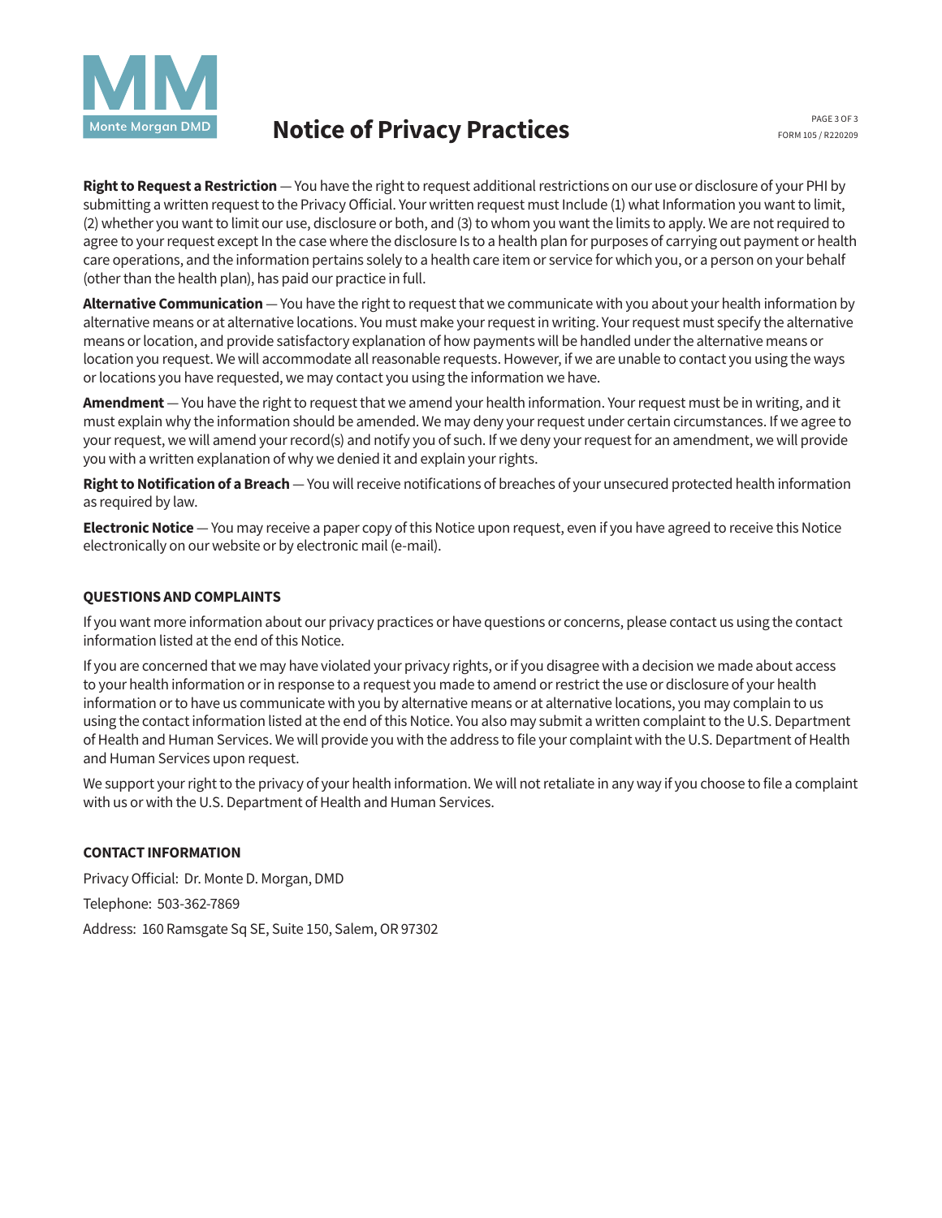# Notice of Privacy Practices

**Right to Request a Restriction** — You have the right to request additional restrictions on our use or disclosure of your PHI by submitting a written request to the Privacy Official. Your written request must Include (1) what Information you want to limit, (2) whether you want to limit our use, disclosure or both, and (3) to whom you want the limits to apply. We are not required to agree to your request except In the case where the disclosure Is to a health plan for purposes of carrying out payment or health care operations, and the information pertains solely to a health care item or service for which you, or a person on your behalf (other than the health plan), has paid our practice in full.

**Alternative Communication** — You have the right to request that we communicate with you about your health information by alternative means or at alternative locations. You must make your request in writing. Your request must specify the alternative means or location, and provide satisfactory explanation of how payments will be handled under the alternative means or location you request. We will accommodate all reasonable requests. However, if we are unable to contact you using the ways or locations you have requested, we may contact you using the information we have.

**Amendment** — You have the right to request that we amend your health information. Your request must be in writing, and it must explain why the information should be amended. We may deny your request under certain circumstances. If we agree to your request, we will amend your record(s) and notify you of such. If we deny your request for an amendment, we will provide you with a written explanation of why we denied it and explain your rights.

**Right to Notification of a Breach** — You will receive notifications of breaches of your unsecured protected health information as required by law.

**Electronic Notice** — You may receive a paper copy of this Notice upon request, even if you have agreed to receive this Notice electronically on our website or by electronic mail (e-mail).

## QUESTIONS AND COMPLAINTS

If you want more information about our privacy practices or have questions or concerns, please contact us using the contact information listed at the end of this Notice.

If you are concerned that we may have violated your privacy rights, or if you disagree with a decision we made about access to your health information or in response to a request you made to amend or restrict the use or disclosure of your health information or to have us communicate with you by alternative means or at alternative locations, you may complain to us using the contact information listed at the end of this Notice. You also may submit a written complaint to the U.S. Department of Health and Human Services. We will provide you with the address to file your complaint with the U.S. Department of Health and Human Services upon request.

We support your right to the privacy of your health information. We will not retaliate in any way if you choose to file a complaint with us or with the U.S. Department of Health and Human Services.

## CONTACT INFORMATION

Privacy Official: Dr. Monte D. Morgan, DMD

Telephone: 503-362-7869

Address: 160 Ramsgate Sq SE, Suite 150, Salem, OR 97302